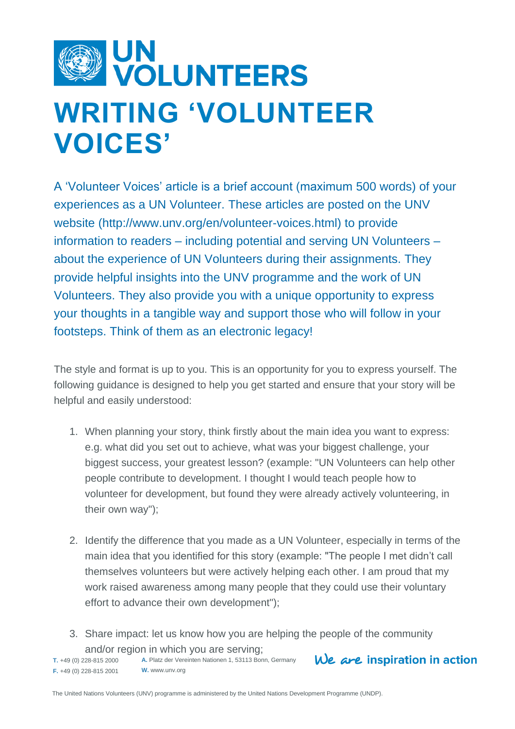# WRITING 'VOLUNTEER VOICES'

A 'Volunteer Voices' article is a brief account (maximum 500 words) of your experiences as a UN Volunteer. These articles are posted on the UNV website (http://www.unv.org/en/volunteer-voices.html) to provide information to readers – including potential and serving UN Volunteers – about the experience of UN Volunteers during their assignments. They provide helpful insights into the UNV programme and the work of UN Volunteers. They also provide you with a unique opportunity to express your thoughts in a tangible way and support those who will follow in your footsteps. Think of them as an electronic legacy!

The style and format is up to you. This is an opportunity for you to express yourself. The following guidance is designed to help you get started and ensure that your story will be helpful and easily understood:

1. When planning your story, think firstly about the main idea you want to express: e.g. what did you set out to achieve, what was your biggest challenge, your biggest success, your greatest lesson? (example: "UN Volunteers can help other people contribute to development. I thought I would teach people how to volunteer for development, but found they were already actively volunteering, in their own way");

2. Identify the difference that you made as a UN Volunteer, especially in terms of the main idea that you identified for this story (example: "The people I met didn't call themselves volunteers but were actively helping each other. I am proud that my work raised awareness among many people that they could use their voluntary effort to advance their own development");

3. Share impact: let us know how you are helping the people of the community and/or region in which you are serving;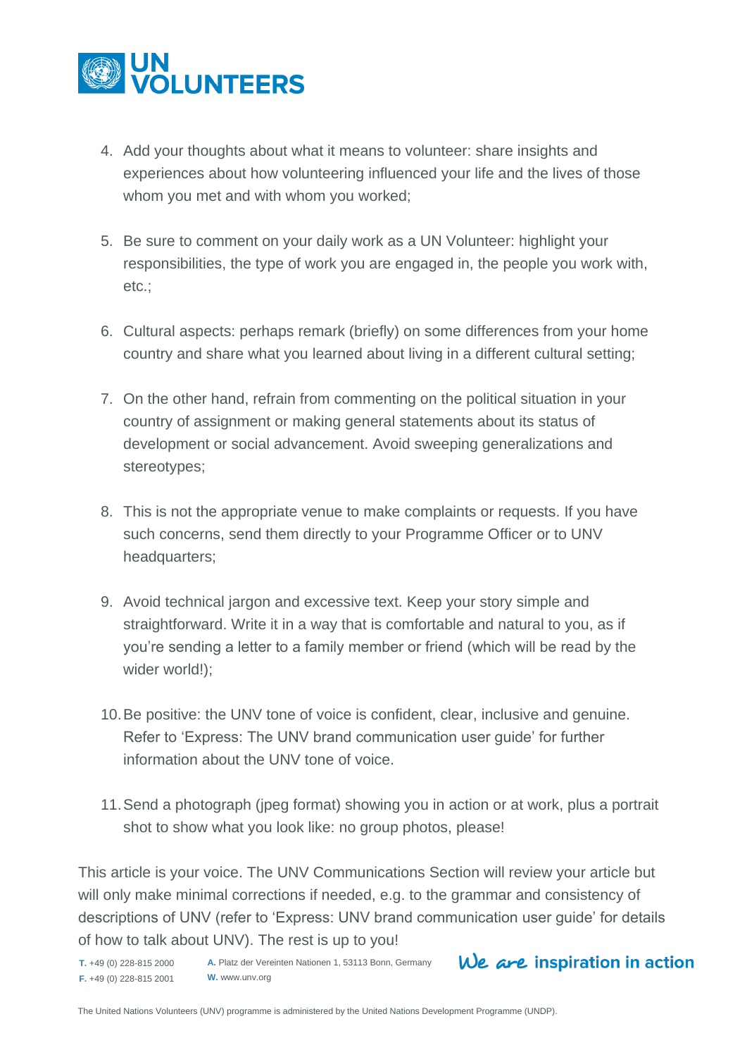4. Add your thoughts about what it means to volunteer: share insights and experiences about how volunteering influenced your life and the lives of those whom you met and with whom you worked;

5. Be sure to comment on your daily work as a UN Volunteer: highlight your responsibilities, the type of work you are engaged in, the people you work with, etc.;

6. Cultural aspects: perhaps remark (briefly) on some differences from your home country and share what you learned about living in a different cultural setting;

7. On the other hand, refrain from commenting on the political situation in your country of assignment or making general statements about its status of development or social advancement. Avoid sweeping generalizations and stereotypes;

8. This is not the appropriate venue to make complaints or requests. If you have such concerns, send them directly to your Programme Officer or to UNV headquarters;

9. Avoid technical jargon and excessive text. Keep your story simple and straightforward. Write it in a way that is comfortable and natural to you, as if you're sending a letter to a family member or friend (which will be read by the wider world!);

10. Be positive: the UNV tone of voice is confident, clear, inclusive and genuine. Refer to 'Express: The UNV brand communication user guide' for further information about the UNV tone of voice.

11. Send a photograph (jpeg format) showing you in action or at work, plus a portrait shot to show what you look like: no group photos, please!

This article is your voice. The UNV Communications Section will review your article but will only make minimal corrections if needed, e.g. to the grammar and consistency of descriptions of UNV (refer to 'Express: UNV brand communication user guide' for details of how to talk about UNV). The rest is up to you!